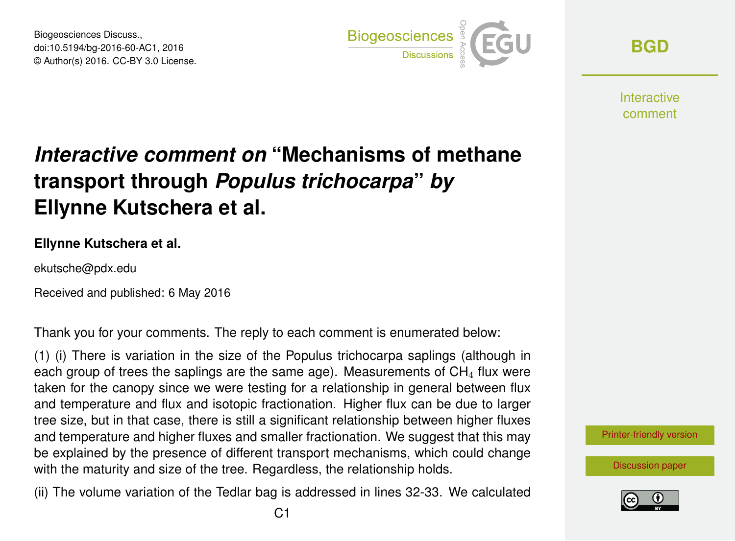# *Interactive comment on* "Mechanisms of methane transport through *Populus trichocarpa*" *by* Ellynne Kutschera et al.

**Ellynne Kutschera et al.**

ekutsche@pdx.edu

Received and published: 6 May 2016

Thank you for your comments. The reply to each comment is enumerated below:

(1) (i) There is variation in the size of the Populus trichocarpa saplings (although in each group of trees the saplings are the same age). Measurements of $CH_4$ flux were taken for the canopy since we were testing for a relationship in general between flux and temperature and flux and isotopic fractionation. Higher flux can be due to larger tree size, but in that case, there is still a significant relationship between higher fluxes and temperature and higher fluxes and smaller fractionation. We suggest that this may be explained by the presence of different transport mechanisms, which could change with the maturity and size of the tree. Regardless, the relationship holds.

(ii) The volume variation of the Tedlar bag is addressed in lines 32-33. We calculated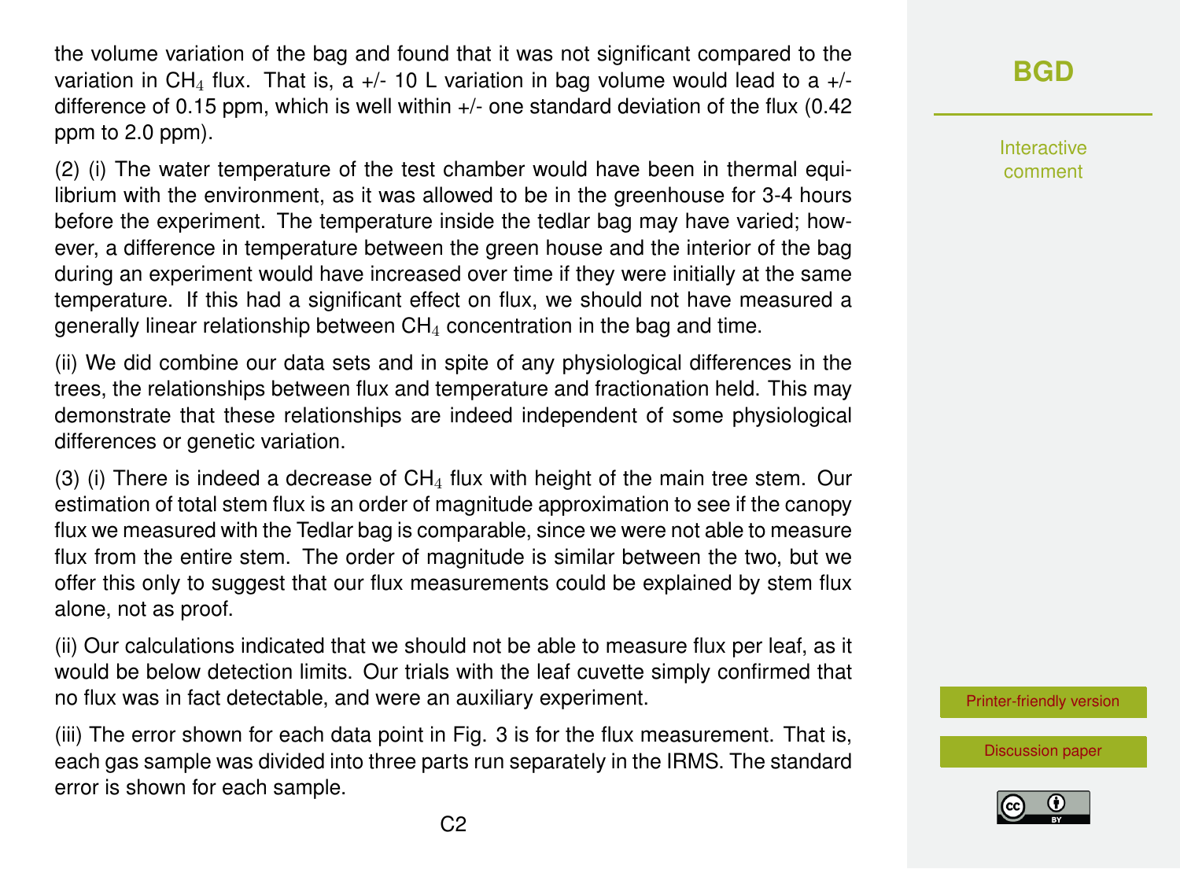the volume variation of the bag and found that it was not significant compared to the variation in $CH_4$ flux. That is, a +/- 10 L variation in bag volume would lead to a +/- difference of 0.15 ppm, which is well within +/- one standard deviation of the flux (0.42 ppm to 2.0 ppm).

(2) (i) The water temperature of the test chamber would have been in thermal equilibrium with the environment, as it was allowed to be in the greenhouse for 3-4 hours before the experiment. The temperature inside the tedlar bag may have varied; however, a difference in temperature between the green house and the interior of the bag during an experiment would have increased over time if they were initially at the same temperature. If this had a significant effect on flux, we should not have measured a generally linear relationship between $CH_4$ concentration in the bag and time.

(ii) We did combine our data sets and in spite of any physiological differences in the trees, the relationships between flux and temperature and fractionation held. This may demonstrate that these relationships are indeed independent of some physiological differences or genetic variation.

(3) (i) There is indeed a decrease of $CH_4$ flux with height of the main tree stem. Our estimation of total stem flux is an order of magnitude approximation to see if the canopy flux we measured with the Tedlar bag is comparable, since we were not able to measure flux from the entire stem. The order of magnitude is similar between the two, but we offer this only to suggest that our flux measurements could be explained by stem flux alone, not as proof.

(ii) Our calculations indicated that we should not be able to measure flux per leaf, as it would be below detection limits. Our trials with the leaf cuvette simply confirmed that no flux was in fact detectable, and were an auxiliary experiment.

(iii) The error shown for each data point in Fig. 3 is for the flux measurement. That is, each gas sample was divided into three parts run separately in the IRMS. The standard error is shown for each sample.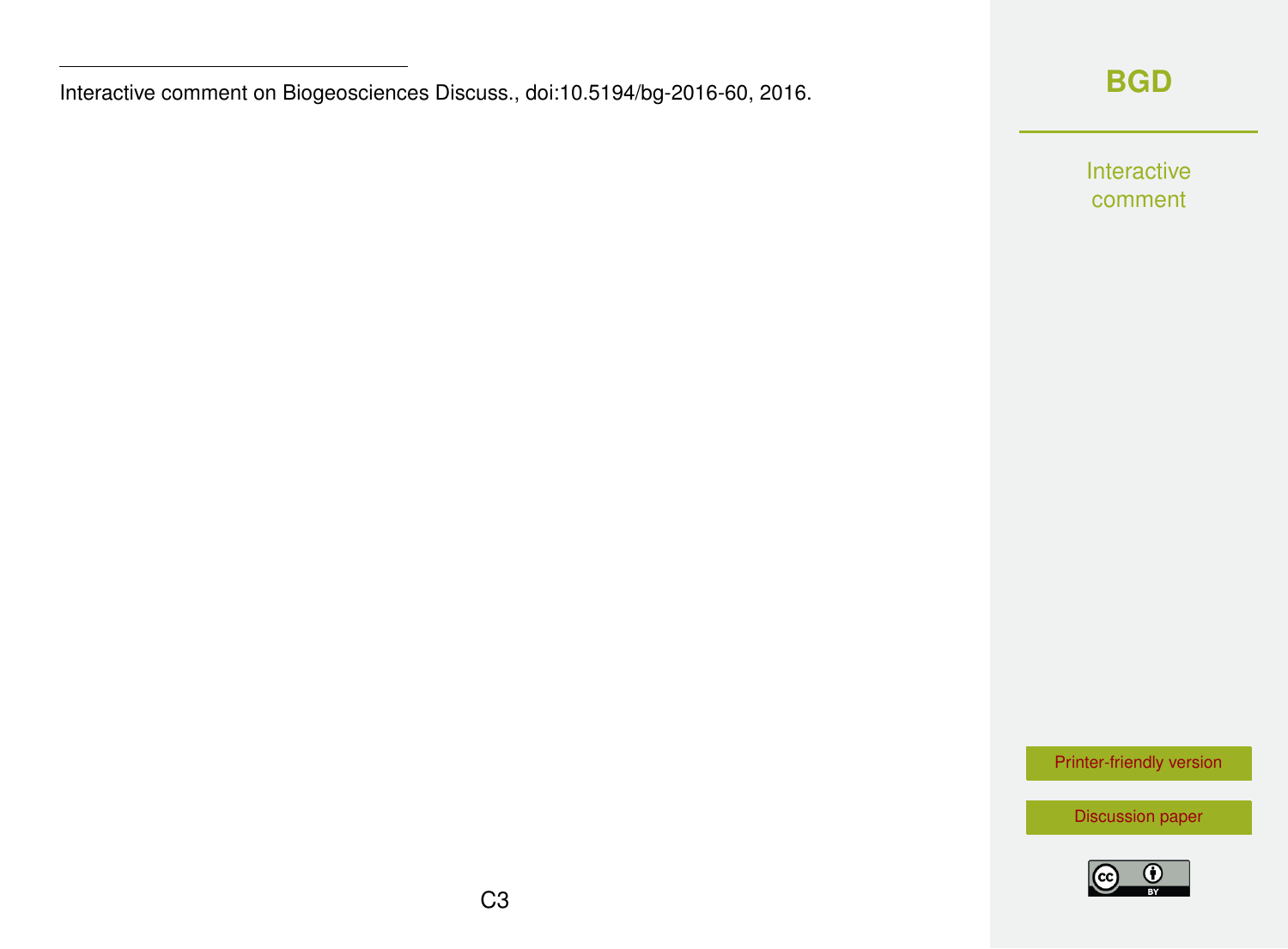Interactive comment on Biogeosciences Discuss., doi:10.5194/bg-2016-60, 2016.